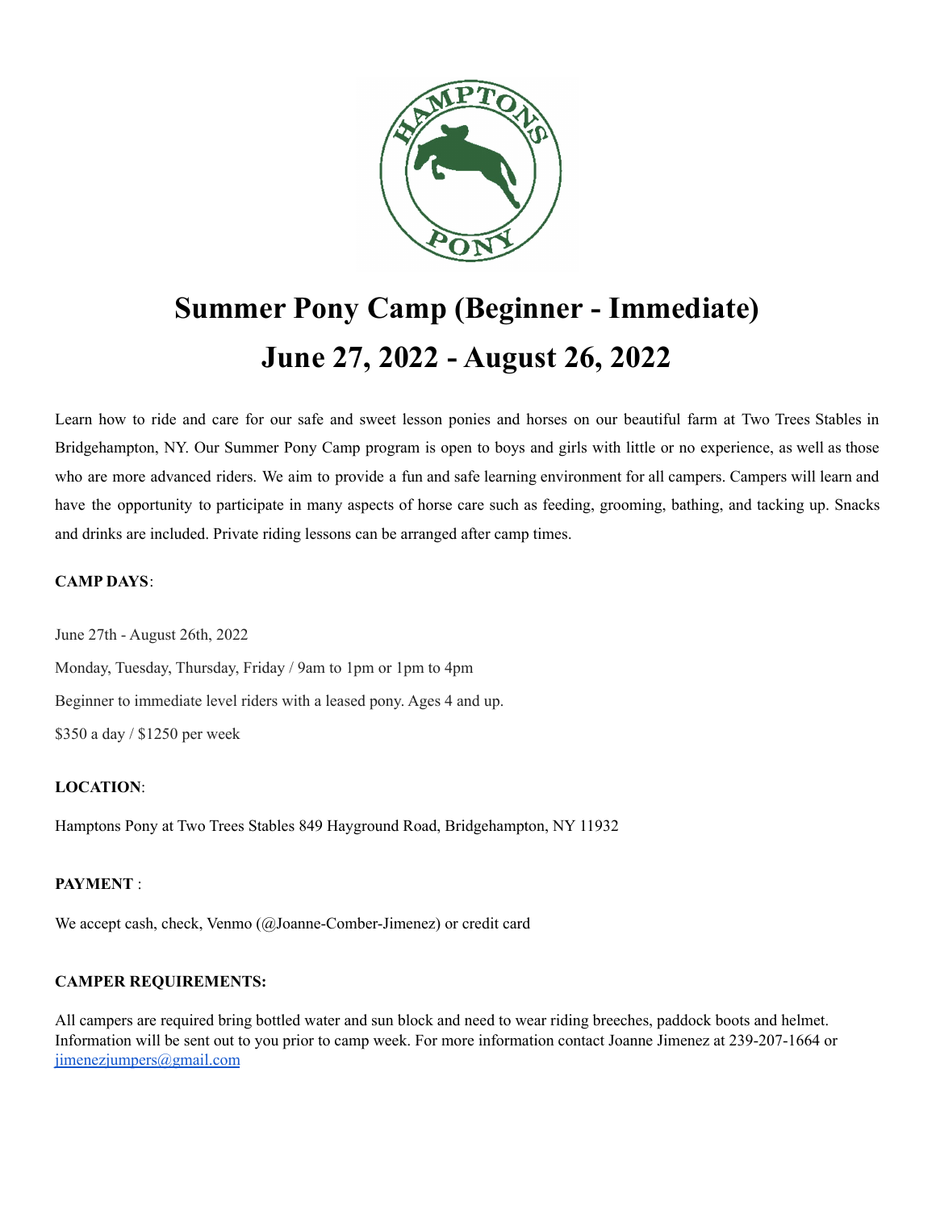# Summer Pony Camp (Beginner - Immediate)

# June 27, 2022 - August 26, 2022

Learn how to ride and care for our safe and sweet lesson ponies and horses on our beautiful farm at Two Trees Stables in Bridgehampton, NY. Our Summer Pony Camp program is open to boys and girls with little or no experience, as well as those who are more advanced riders. We aim to provide a fun and safe learning environment for all campers. Campers will learn and have the opportunity to participate in many aspects of horse care such as feeding, grooming, bathing, and tacking up. Snacks and drinks are included. Private riding lessons can be arranged after camp times.

**CAMP DAYS**:

June 27th - August 26th, 2022

Monday, Tuesday, Thursday, Friday / 9am to 1pm or 1pm to 4pm

Beginner to immediate level riders with a leased pony. Ages 4 and up.

$350 a day / $1250 per week

**LOCATION**:

Hamptons Pony at Two Trees Stables 849 Hayground Road, Bridgehampton, NY 11932

**PAYMENT** :

We accept cash, check, Venmo (@Joanne-Comber-Jimenez) or credit card

**CAMPER REQUIREMENTS:**

All campers are required bring bottled water and sun block and need to wear riding breeches, paddock boots and helmet. Information will be sent out to you prior to camp week. For more information contact Joanne Jimenez at 239-207-1664 or [jimenezjumpers@gmail.com](mailto:jimenezjumpers@gmail.com)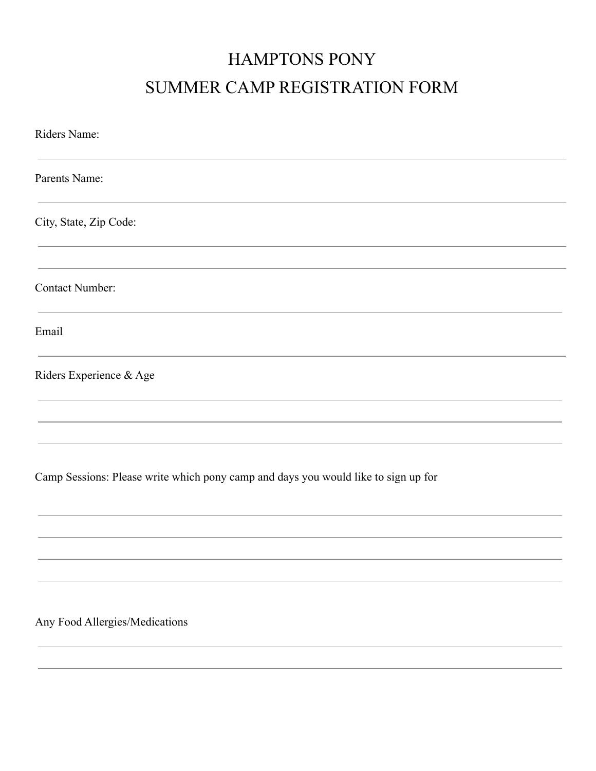# HAMPTONS PONY
# SUMMER CAMP REGISTRATION FORM

Riders Name:

Parents Name:

City, State, Zip Code:

Contact Number:

Email

Riders Experience & Age

Camp Sessions: Please write which pony camp and days you would like to sign up for

Any Food Allergies/Medications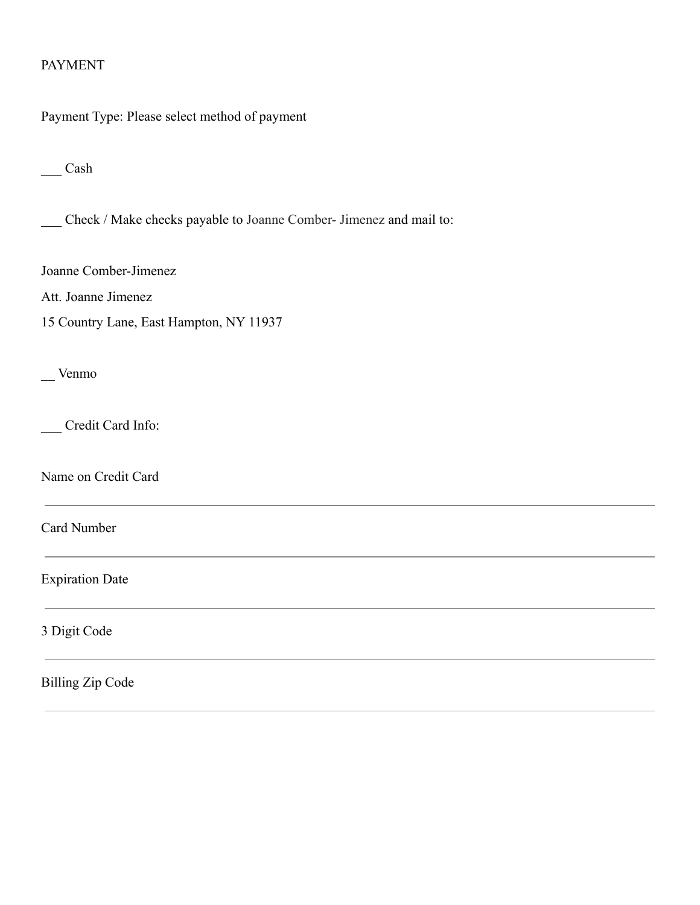PAYMENT

Payment Type: Please select method of payment

___ Cash

___ Check / Make checks payable to Joanne Comber- Jimenez and mail to:

Joanne Comber-Jimenez

Att. Joanne Jimenez

15 Country Lane, East Hampton, NY 11937

__ Venmo

___ Credit Card Info:

Name on Credit Card

---

Card Number

---

Expiration Date

---

3 Digit Code

---

Billing Zip Code

---